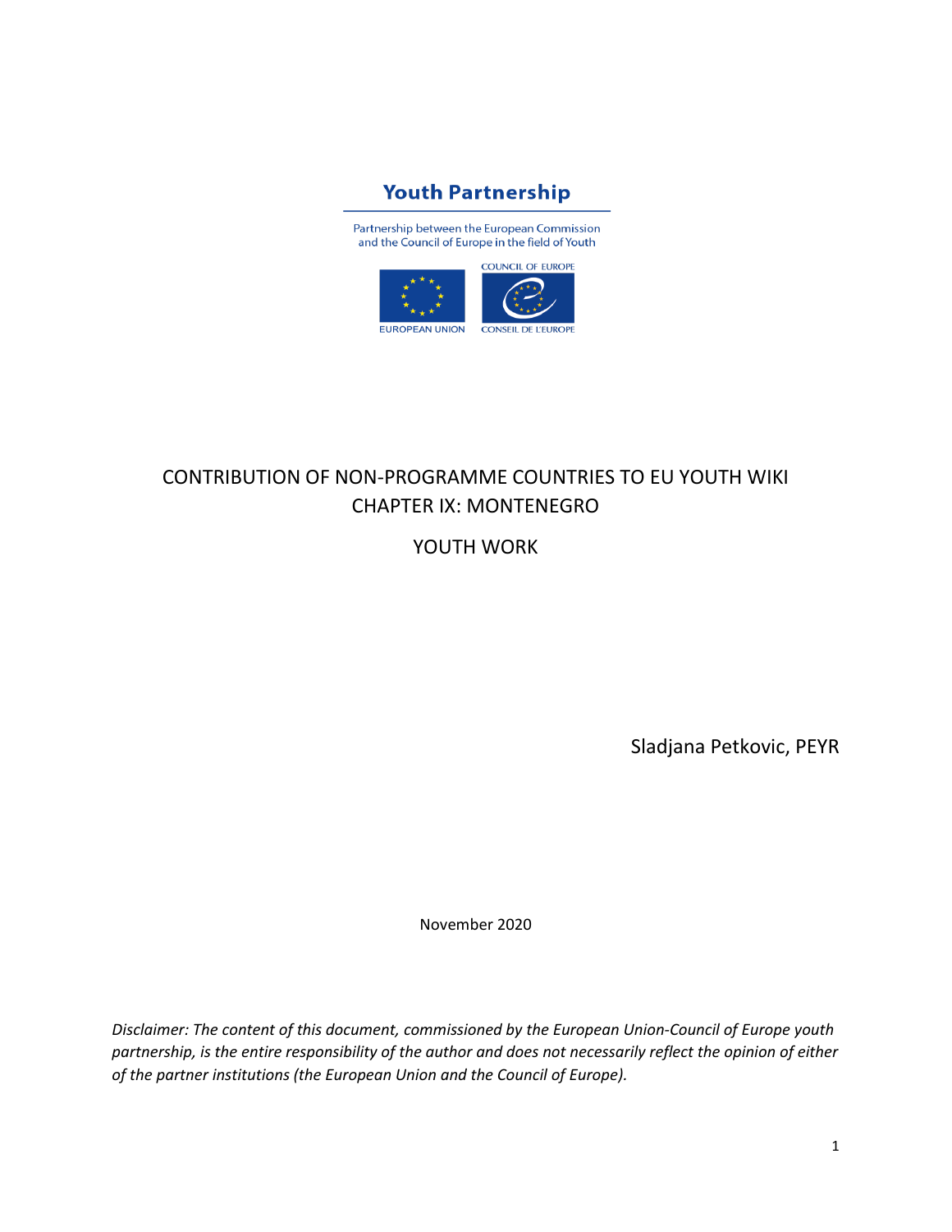**Youth Partnership**

Partnership between the European Commission and the Council of Europe in the field of Youth

EUROPEAN UNION

COUNCIL OF EUROPE
CONSEIL DE L'EUROPE

# CONTRIBUTION OF NON-PROGRAMME COUNTRIES TO EU YOUTH WIKI CHAPTER IX: MONTENEGRO

## YOUTH WORK

Sladjana Petkovic, PEYR

November 2020

*Disclaimer: The content of this document, commissioned by the European Union-Council of Europe youth partnership, is the entire responsibility of the author and does not necessarily reflect the opinion of either of the partner institutions (the European Union and the Council of Europe).*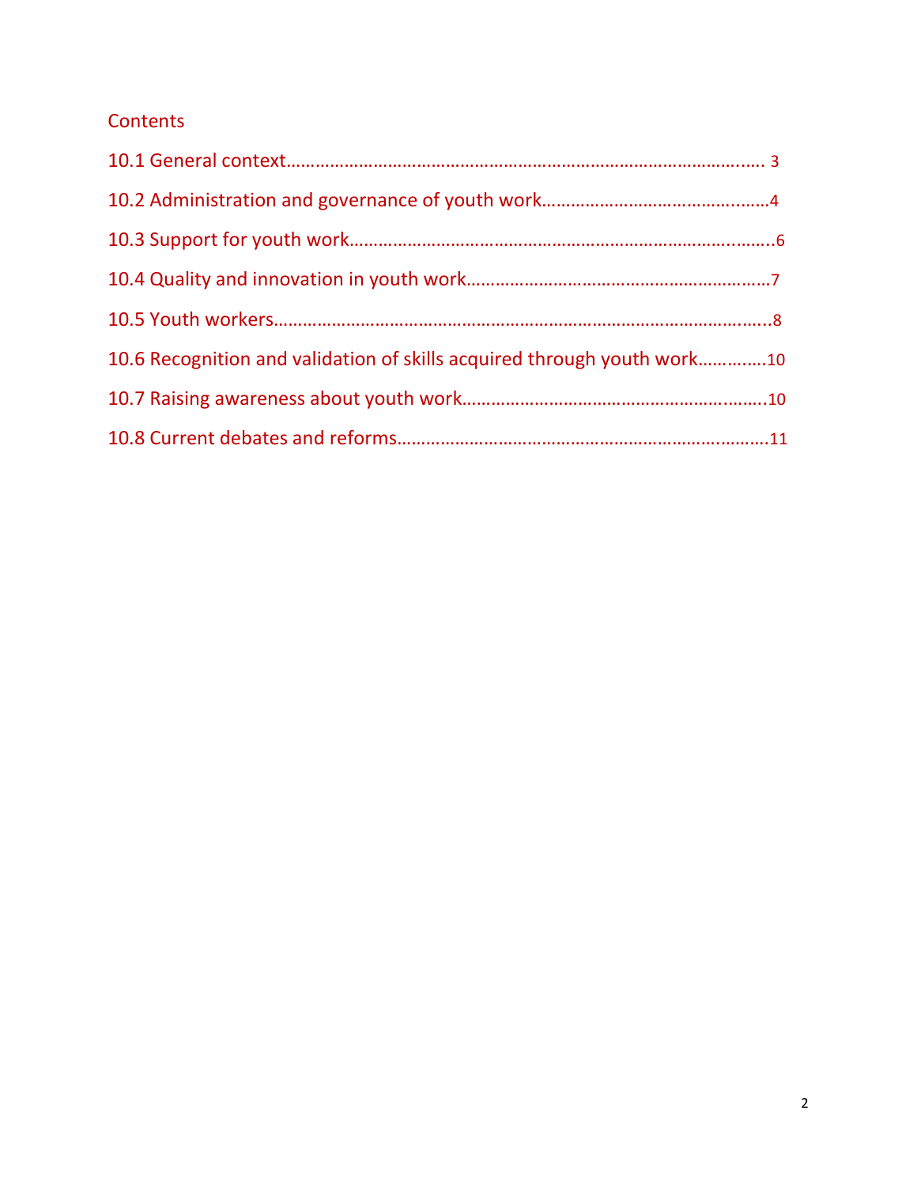## Contents

10.1 General context……………………………………………………………………………………. 3

10.2 Administration and governance of youth work………………………………………4

10.3 Support for youth work………………………………………………………………………….6

10.4 Quality and innovation in youth work……………………………………………………7

10.5 Youth workers…………………………………………………………………………………………8

10.6 Recognition and validation of skills acquired through youth work…………..10

10.7 Raising awareness about youth work……………………………………………………..10

10.8 Current debates and reforms………………………………………………………………….11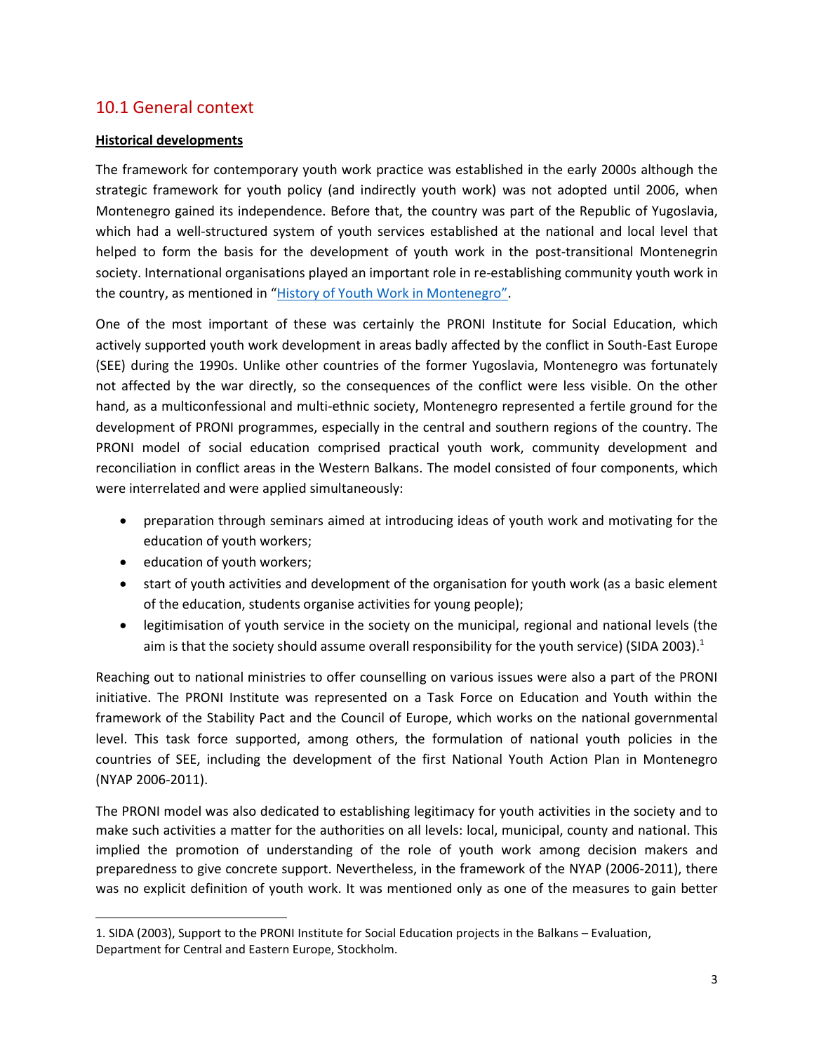## 10.1 General context

**Historical developments**

The framework for contemporary youth work practice was established in the early 2000s although the strategic framework for youth policy (and indirectly youth work) was not adopted until 2006, when Montenegro gained its independence. Before that, the country was part of the Republic of Yugoslavia, which had a well-structured system of youth services established at the national and local level that helped to form the basis for the development of youth work in the post-transitional Montenegrin society. International organisations played an important role in re-establishing community youth work in the country, as mentioned in "[History of Youth Work in Montenegro"](#).

One of the most important of these was certainly the PRONI Institute for Social Education, which actively supported youth work development in areas badly affected by the conflict in South-East Europe (SEE) during the 1990s. Unlike other countries of the former Yugoslavia, Montenegro was fortunately not affected by the war directly, so the consequences of the conflict were less visible. On the other hand, as a multiconfessional and multi-ethnic society, Montenegro represented a fertile ground for the development of PRONI programmes, especially in the central and southern regions of the country. The PRONI model of social education comprised practical youth work, community development and reconciliation in conflict areas in the Western Balkans. The model consisted of four components, which were interrelated and were applied simultaneously:

- preparation through seminars aimed at introducing ideas of youth work and motivating for the education of youth workers;
- education of youth workers;
- start of youth activities and development of the organisation for youth work (as a basic element of the education, students organise activities for young people);
- legitimisation of youth service in the society on the municipal, regional and national levels (the aim is that the society should assume overall responsibility for the youth service) (SIDA 2003).[1]

Reaching out to national ministries to offer counselling on various issues were also a part of the PRONI initiative. The PRONI Institute was represented on a Task Force on Education and Youth within the framework of the Stability Pact and the Council of Europe, which works on the national governmental level. This task force supported, among others, the formulation of national youth policies in the countries of SEE, including the development of the first National Youth Action Plan in Montenegro (NYAP 2006-2011).

The PRONI model was also dedicated to establishing legitimacy for youth activities in the society and to make such activities a matter for the authorities on all levels: local, municipal, county and national. This implied the promotion of understanding of the role of youth work among decision makers and preparedness to give concrete support. Nevertheless, in the framework of the NYAP (2006-2011), there was no explicit definition of youth work. It was mentioned only as one of the measures to gain better

1. SIDA (2003), Support to the PRONI Institute for Social Education projects in the Balkans – Evaluation, Department for Central and Eastern Europe, Stockholm.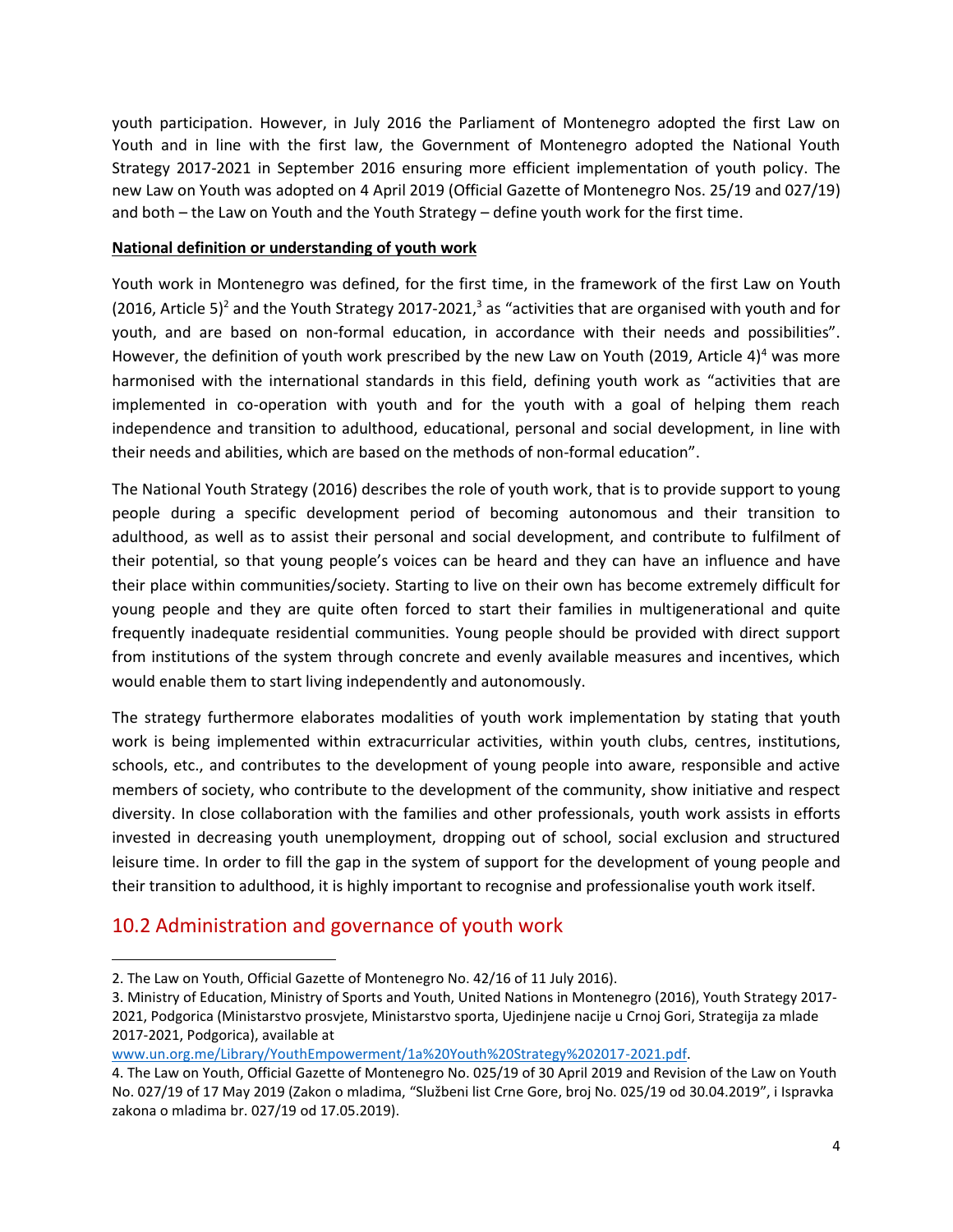youth participation. However, in July 2016 the Parliament of Montenegro adopted the first Law on Youth and in line with the first law, the Government of Montenegro adopted the National Youth Strategy 2017-2021 in September 2016 ensuring more efficient implementation of youth policy. The new Law on Youth was adopted on 4 April 2019 (Official Gazette of Montenegro Nos. 25/19 and 027/19) and both – the Law on Youth and the Youth Strategy – define youth work for the first time.

**National definition or understanding of youth work**

Youth work in Montenegro was defined, for the first time, in the framework of the first Law on Youth (2016, Article 5)[2] and the Youth Strategy 2017-2021,[3] as "activities that are organised with youth and for youth, and are based on non-formal education, in accordance with their needs and possibilities". However, the definition of youth work prescribed by the new Law on Youth (2019, Article 4)[4] was more harmonised with the international standards in this field, defining youth work as "activities that are implemented in co-operation with youth and for the youth with a goal of helping them reach independence and transition to adulthood, educational, personal and social development, in line with their needs and abilities, which are based on the methods of non-formal education".

The National Youth Strategy (2016) describes the role of youth work, that is to provide support to young people during a specific development period of becoming autonomous and their transition to adulthood, as well as to assist their personal and social development, and contribute to fulfilment of their potential, so that young people's voices can be heard and they can have an influence and have their place within communities/society. Starting to live on their own has become extremely difficult for young people and they are quite often forced to start their families in multigenerational and quite frequently inadequate residential communities. Young people should be provided with direct support from institutions of the system through concrete and evenly available measures and incentives, which would enable them to start living independently and autonomously.

The strategy furthermore elaborates modalities of youth work implementation by stating that youth work is being implemented within extracurricular activities, within youth clubs, centres, institutions, schools, etc., and contributes to the development of young people into aware, responsible and active members of society, who contribute to the development of the community, show initiative and respect diversity. In close collaboration with the families and other professionals, youth work assists in efforts invested in decreasing youth unemployment, dropping out of school, social exclusion and structured leisure time. In order to fill the gap in the system of support for the development of young people and their transition to adulthood, it is highly important to recognise and professionalise youth work itself.

## 10.2 Administration and governance of youth work

---

2. The Law on Youth, Official Gazette of Montenegro No. 42/16 of 11 July 2016).

3. Ministry of Education, Ministry of Sports and Youth, United Nations in Montenegro (2016), Youth Strategy 2017-2021, Podgorica (Ministarstvo prosvjete, Ministarstvo sporta, Ujedinjene nacije u Crnoj Gori, Strategija za mlade 2017-2021, Podgorica), available at [www.un.org.me/Library/YouthEmpowerment/1a%20Youth%20Strategy%202017-2021.pdf](www.un.org.me/Library/YouthEmpowerment/1a%20Youth%20Strategy%202017-2021.pdf).

4. The Law on Youth, Official Gazette of Montenegro No. 025/19 of 30 April 2019 and Revision of the Law on Youth No. 027/19 of 17 May 2019 (Zakon o mladima, "Službeni list Crne Gore, broj No. 025/19 od 30.04.2019", i Ispravka zakona o mladima br. 027/19 od 17.05.2019).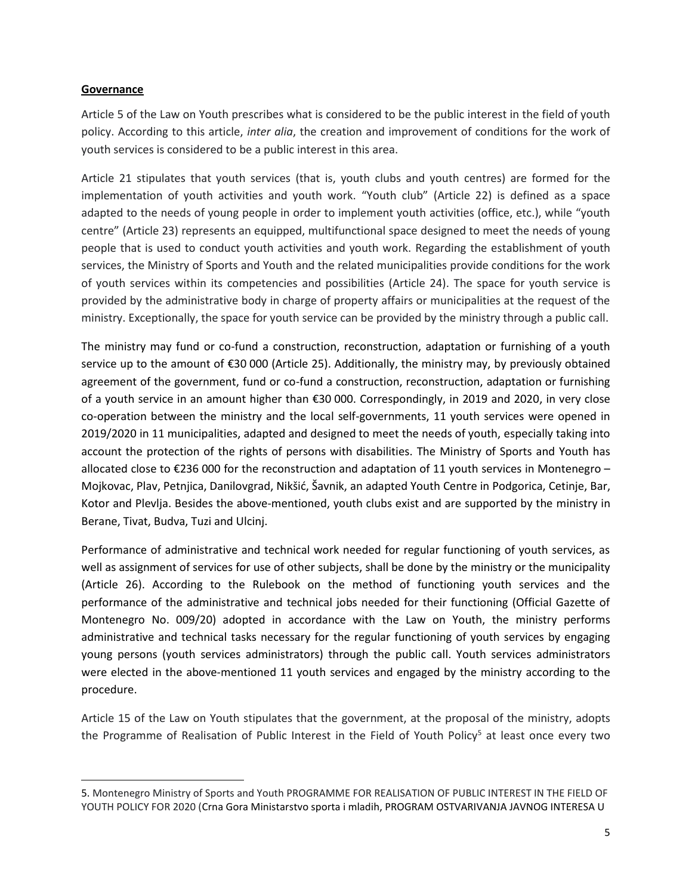**Governance**

Article 5 of the Law on Youth prescribes what is considered to be the public interest in the field of youth policy. According to this article, *inter alia*, the creation and improvement of conditions for the work of youth services is considered to be a public interest in this area.

Article 21 stipulates that youth services (that is, youth clubs and youth centres) are formed for the implementation of youth activities and youth work. "Youth club" (Article 22) is defined as a space adapted to the needs of young people in order to implement youth activities (office, etc.), while "youth centre" (Article 23) represents an equipped, multifunctional space designed to meet the needs of young people that is used to conduct youth activities and youth work. Regarding the establishment of youth services, the Ministry of Sports and Youth and the related municipalities provide conditions for the work of youth services within its competencies and possibilities (Article 24). The space for youth service is provided by the administrative body in charge of property affairs or municipalities at the request of the ministry. Exceptionally, the space for youth service can be provided by the ministry through a public call.

The ministry may fund or co-fund a construction, reconstruction, adaptation or furnishing of a youth service up to the amount of €30 000 (Article 25). Additionally, the ministry may, by previously obtained agreement of the government, fund or co-fund a construction, reconstruction, adaptation or furnishing of a youth service in an amount higher than €30 000. Correspondingly, in 2019 and 2020, in very close co-operation between the ministry and the local self-governments, 11 youth services were opened in 2019/2020 in 11 municipalities, adapted and designed to meet the needs of youth, especially taking into account the protection of the rights of persons with disabilities. The Ministry of Sports and Youth has allocated close to €236 000 for the reconstruction and adaptation of 11 youth services in Montenegro – Mojkovac, Plav, Petnjica, Danilovgrad, Nikšić, Šavnik, an adapted Youth Centre in Podgorica, Cetinje, Bar, Kotor and Plevlja. Besides the above-mentioned, youth clubs exist and are supported by the ministry in Berane, Tivat, Budva, Tuzi and Ulcinj.

Performance of administrative and technical work needed for regular functioning of youth services, as well as assignment of services for use of other subjects, shall be done by the ministry or the municipality (Article 26). According to the Rulebook on the method of functioning youth services and the performance of the administrative and technical jobs needed for their functioning (Official Gazette of Montenegro No. 009/20) adopted in accordance with the Law on Youth, the ministry performs administrative and technical tasks necessary for the regular functioning of youth services by engaging young persons (youth services administrators) through the public call. Youth services administrators were elected in the above-mentioned 11 youth services and engaged by the ministry according to the procedure.

Article 15 of the Law on Youth stipulates that the government, at the proposal of the ministry, adopts the Programme of Realisation of Public Interest in the Field of Youth Policy[5] at least once every two

---

5. Montenegro Ministry of Sports and Youth PROGRAMME FOR REALISATION OF PUBLIC INTEREST IN THE FIELD OF YOUTH POLICY FOR 2020 (Crna Gora Ministarstvo sporta i mladih, PROGRAM OSTVARIVANJA JAVNOG INTERESA U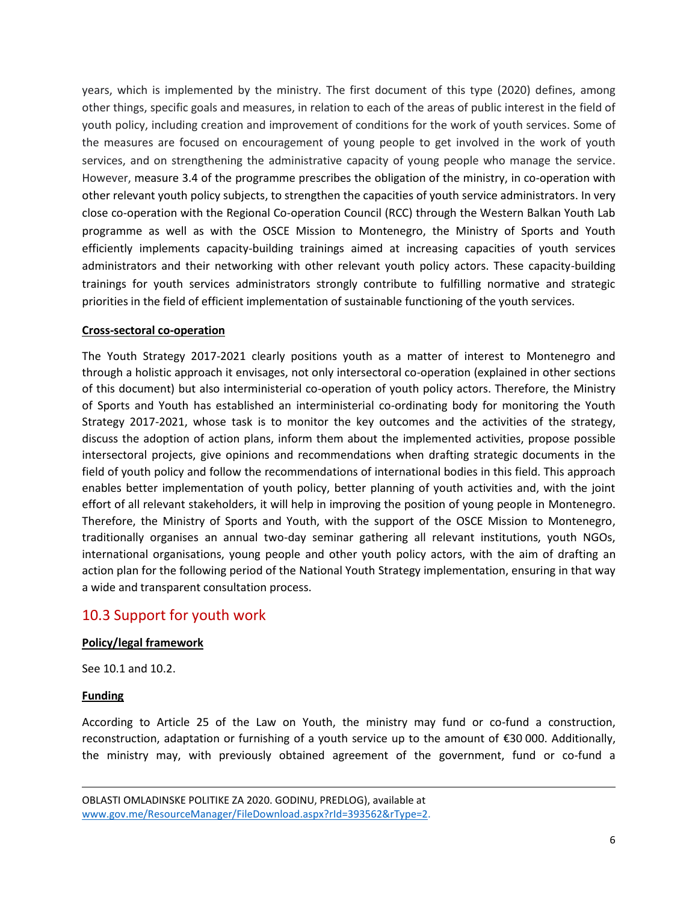years, which is implemented by the ministry. The first document of this type (2020) defines, among other things, specific goals and measures, in relation to each of the areas of public interest in the field of youth policy, including creation and improvement of conditions for the work of youth services. Some of the measures are focused on encouragement of young people to get involved in the work of youth services, and on strengthening the administrative capacity of young people who manage the service. However, measure 3.4 of the programme prescribes the obligation of the ministry, in co-operation with other relevant youth policy subjects, to strengthen the capacities of youth service administrators. In very close co-operation with the Regional Co-operation Council (RCC) through the Western Balkan Youth Lab programme as well as with the OSCE Mission to Montenegro, the Ministry of Sports and Youth efficiently implements capacity-building trainings aimed at increasing capacities of youth services administrators and their networking with other relevant youth policy actors. These capacity-building trainings for youth services administrators strongly contribute to fulfilling normative and strategic priorities in the field of efficient implementation of sustainable functioning of the youth services.

**Cross-sectoral co-operation**

The Youth Strategy 2017-2021 clearly positions youth as a matter of interest to Montenegro and through a holistic approach it envisages, not only intersectoral co-operation (explained in other sections of this document) but also interministerial co-operation of youth policy actors. Therefore, the Ministry of Sports and Youth has established an interministerial co-ordinating body for monitoring the Youth Strategy 2017-2021, whose task is to monitor the key outcomes and the activities of the strategy, discuss the adoption of action plans, inform them about the implemented activities, propose possible intersectoral projects, give opinions and recommendations when drafting strategic documents in the field of youth policy and follow the recommendations of international bodies in this field. This approach enables better implementation of youth policy, better planning of youth activities and, with the joint effort of all relevant stakeholders, it will help in improving the position of young people in Montenegro. Therefore, the Ministry of Sports and Youth, with the support of the OSCE Mission to Montenegro, traditionally organises an annual two-day seminar gathering all relevant institutions, youth NGOs, international organisations, young people and other youth policy actors, with the aim of drafting an action plan for the following period of the National Youth Strategy implementation, ensuring in that way a wide and transparent consultation process.

## 10.3 Support for youth work

**Policy/legal framework**

See 10.1 and 10.2.

**Funding**

According to Article 25 of the Law on Youth, the ministry may fund or co-fund a construction, reconstruction, adaptation or furnishing of a youth service up to the amount of €30 000. Additionally, the ministry may, with previously obtained agreement of the government, fund or co-fund a

---

OBLASTI OMLADINSKE POLITIKE ZA 2020. GODINU, PREDLOG), available at www.gov.me/ResourceManager/FileDownload.aspx?rId=393562&rType=2.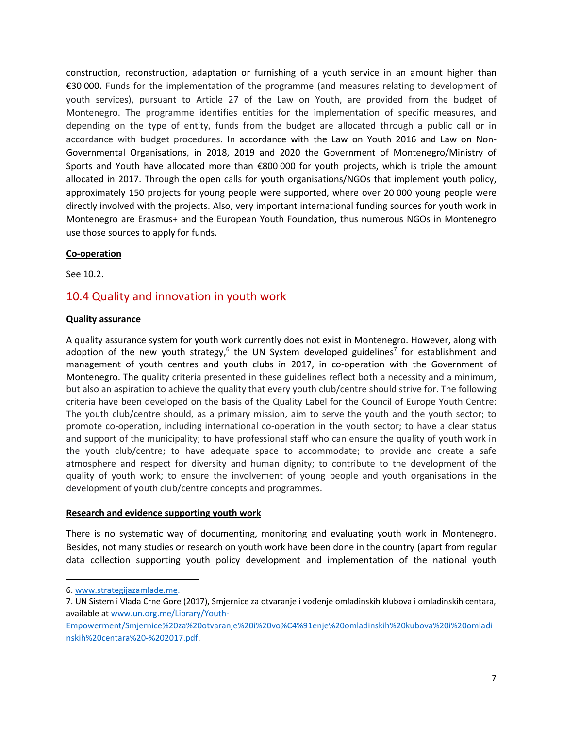construction, reconstruction, adaptation or furnishing of a youth service in an amount higher than €30 000. Funds for the implementation of the programme (and measures relating to development of youth services), pursuant to Article 27 of the Law on Youth, are provided from the budget of Montenegro. The programme identifies entities for the implementation of specific measures, and depending on the type of entity, funds from the budget are allocated through a public call or in accordance with budget procedures. In accordance with the Law on Youth 2016 and Law on Non-Governmental Organisations, in 2018, 2019 and 2020 the Government of Montenegro/Ministry of Sports and Youth have allocated more than €800 000 for youth projects, which is triple the amount allocated in 2017. Through the open calls for youth organisations/NGOs that implement youth policy, approximately 150 projects for young people were supported, where over 20 000 young people were directly involved with the projects. Also, very important international funding sources for youth work in Montenegro are Erasmus+ and the European Youth Foundation, thus numerous NGOs in Montenegro use those sources to apply for funds.

**Co-operation**

See 10.2.

## 10.4 Quality and innovation in youth work

**Quality assurance**

A quality assurance system for youth work currently does not exist in Montenegro. However, along with adoption of the new youth strategy,[6] the UN System developed guidelines[7] for establishment and management of youth centres and youth clubs in 2017, in co-operation with the Government of Montenegro. The quality criteria presented in these guidelines reflect both a necessity and a minimum, but also an aspiration to achieve the quality that every youth club/centre should strive for. The following criteria have been developed on the basis of the Quality Label for the Council of Europe Youth Centre: The youth club/centre should, as a primary mission, aim to serve the youth and the youth sector; to promote co-operation, including international co-operation in the youth sector; to have a clear status and support of the municipality; to have professional staff who can ensure the quality of youth work in the youth club/centre; to have adequate space to accommodate; to provide and create a safe atmosphere and respect for diversity and human dignity; to contribute to the development of the quality of youth work; to ensure the involvement of young people and youth organisations in the development of youth club/centre concepts and programmes.

**Research and evidence supporting youth work**

There is no systematic way of documenting, monitoring and evaluating youth work in Montenegro. Besides, not many studies or research on youth work have been done in the country (apart from regular data collection supporting youth policy development and implementation of the national youth

---

6. www.strategijazamlade.me.

7. UN Sistem i Vlada Crne Gore (2017), Smjernice za otvaranje i vođenje omladinskih klubova i omladinskih centara, available at www.un.org.me/Library/Youth-Empowerment/Smjernice%20za%20otvaranje%20i%20vo%C4%91enje%20omladinskih%20kubova%20i%20omladinskih%20centara%20-%202017.pdf.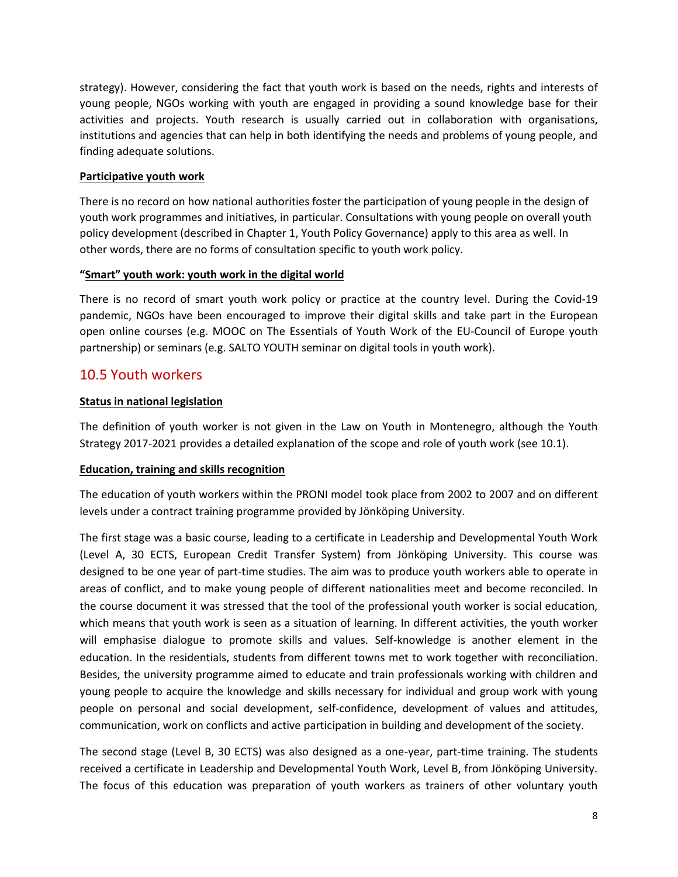strategy). However, considering the fact that youth work is based on the needs, rights and interests of young people, NGOs working with youth are engaged in providing a sound knowledge base for their activities and projects. Youth research is usually carried out in collaboration with organisations, institutions and agencies that can help in both identifying the needs and problems of young people, and finding adequate solutions.

**Participative youth work**

There is no record on how national authorities foster the participation of young people in the design of youth work programmes and initiatives, in particular. Consultations with young people on overall youth policy development (described in Chapter 1, Youth Policy Governance) apply to this area as well. In other words, there are no forms of consultation specific to youth work policy.

**"Smart" youth work: youth work in the digital world**

There is no record of smart youth work policy or practice at the country level. During the Covid-19 pandemic, NGOs have been encouraged to improve their digital skills and take part in the European open online courses (e.g. MOOC on The Essentials of Youth Work of the EU-Council of Europe youth partnership) or seminars (e.g. SALTO YOUTH seminar on digital tools in youth work).

## 10.5 Youth workers

**Status in national legislation**

The definition of youth worker is not given in the Law on Youth in Montenegro, although the Youth Strategy 2017-2021 provides a detailed explanation of the scope and role of youth work (see 10.1).

**Education, training and skills recognition**

The education of youth workers within the PRONI model took place from 2002 to 2007 and on different levels under a contract training programme provided by Jönköping University.

The first stage was a basic course, leading to a certificate in Leadership and Developmental Youth Work (Level A, 30 ECTS, European Credit Transfer System) from Jönköping University. This course was designed to be one year of part-time studies. The aim was to produce youth workers able to operate in areas of conflict, and to make young people of different nationalities meet and become reconciled. In the course document it was stressed that the tool of the professional youth worker is social education, which means that youth work is seen as a situation of learning. In different activities, the youth worker will emphasise dialogue to promote skills and values. Self-knowledge is another element in the education. In the residentials, students from different towns met to work together with reconciliation. Besides, the university programme aimed to educate and train professionals working with children and young people to acquire the knowledge and skills necessary for individual and group work with young people on personal and social development, self-confidence, development of values and attitudes, communication, work on conflicts and active participation in building and development of the society.

The second stage (Level B, 30 ECTS) was also designed as a one-year, part-time training. The students received a certificate in Leadership and Developmental Youth Work, Level B, from Jönköping University. The focus of this education was preparation of youth workers as trainers of other voluntary youth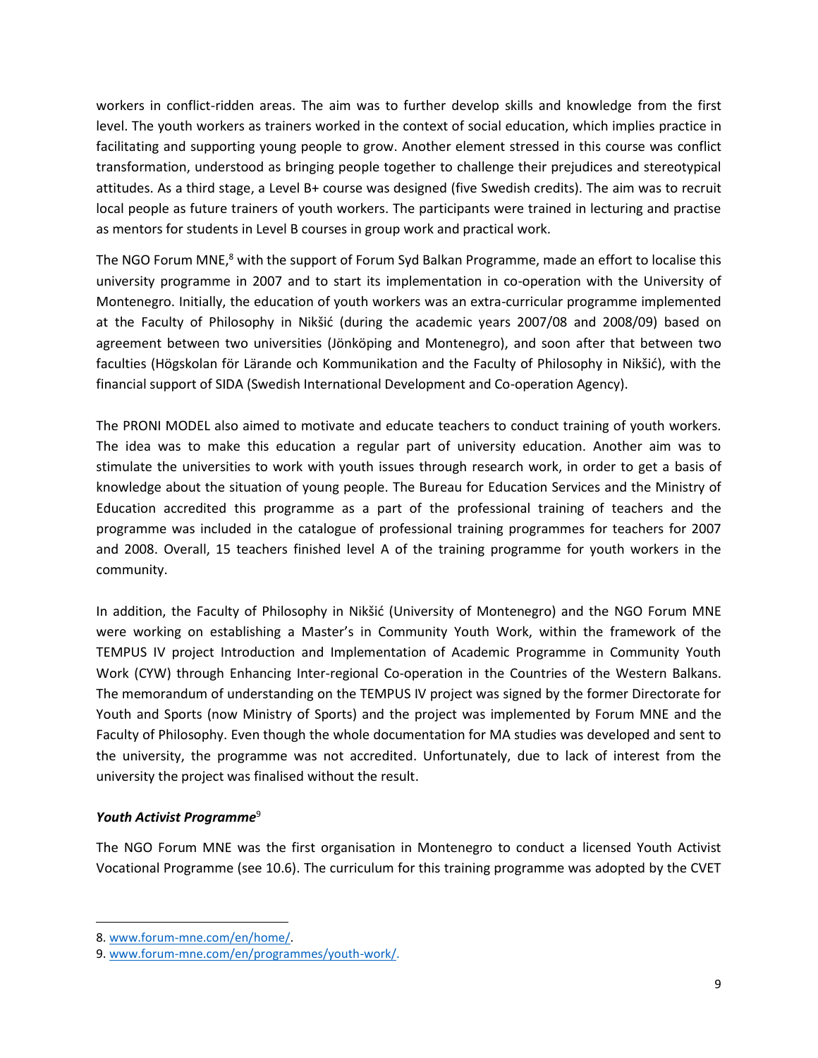workers in conflict-ridden areas. The aim was to further develop skills and knowledge from the first level. The youth workers as trainers worked in the context of social education, which implies practice in facilitating and supporting young people to grow. Another element stressed in this course was conflict transformation, understood as bringing people together to challenge their prejudices and stereotypical attitudes. As a third stage, a Level B+ course was designed (five Swedish credits). The aim was to recruit local people as future trainers of youth workers. The participants were trained in lecturing and practise as mentors for students in Level B courses in group work and practical work.

The NGO Forum MNE,[8] with the support of Forum Syd Balkan Programme, made an effort to localise this university programme in 2007 and to start its implementation in co-operation with the University of Montenegro. Initially, the education of youth workers was an extra-curricular programme implemented at the Faculty of Philosophy in Nikšić (during the academic years 2007/08 and 2008/09) based on agreement between two universities (Jönköping and Montenegro), and soon after that between two faculties (Högskolan för Lärande och Kommunikation and the Faculty of Philosophy in Nikšić), with the financial support of SIDA (Swedish International Development and Co-operation Agency).

The PRONI MODEL also aimed to motivate and educate teachers to conduct training of youth workers. The idea was to make this education a regular part of university education. Another aim was to stimulate the universities to work with youth issues through research work, in order to get a basis of knowledge about the situation of young people. The Bureau for Education Services and the Ministry of Education accredited this programme as a part of the professional training of teachers and the programme was included in the catalogue of professional training programmes for teachers for 2007 and 2008. Overall, 15 teachers finished level A of the training programme for youth workers in the community.

In addition, the Faculty of Philosophy in Nikšić (University of Montenegro) and the NGO Forum MNE were working on establishing a Master's in Community Youth Work, within the framework of the TEMPUS IV project Introduction and Implementation of Academic Programme in Community Youth Work (CYW) through Enhancing Inter-regional Co-operation in the Countries of the Western Balkans. The memorandum of understanding on the TEMPUS IV project was signed by the former Directorate for Youth and Sports (now Ministry of Sports) and the project was implemented by Forum MNE and the Faculty of Philosophy. Even though the whole documentation for MA studies was developed and sent to the university, the programme was not accredited. Unfortunately, due to lack of interest from the university the project was finalised without the result.

***Youth Activist Programme***[9]

The NGO Forum MNE was the first organisation in Montenegro to conduct a licensed Youth Activist Vocational Programme (see 10.6). The curriculum for this training programme was adopted by the CVET

8. www.forum-mne.com/en/home/.

9. www.forum-mne.com/en/programmes/youth-work/.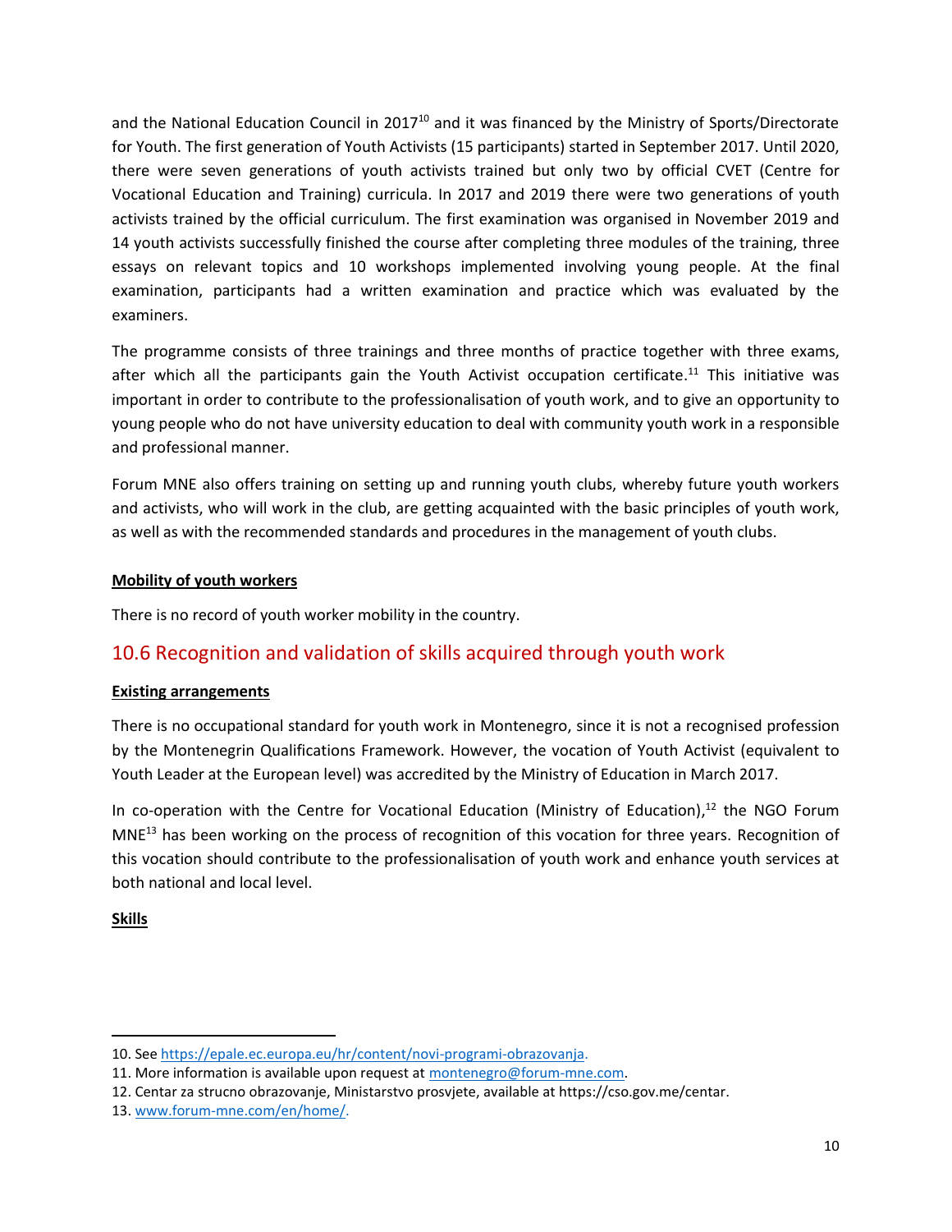and the National Education Council in 2017[10] and it was financed by the Ministry of Sports/Directorate for Youth. The first generation of Youth Activists (15 participants) started in September 2017. Until 2020, there were seven generations of youth activists trained but only two by official CVET (Centre for Vocational Education and Training) curricula. In 2017 and 2019 there were two generations of youth activists trained by the official curriculum. The first examination was organised in November 2019 and 14 youth activists successfully finished the course after completing three modules of the training, three essays on relevant topics and 10 workshops implemented involving young people. At the final examination, participants had a written examination and practice which was evaluated by the examiners.

The programme consists of three trainings and three months of practice together with three exams, after which all the participants gain the Youth Activist occupation certificate.[11] This initiative was important in order to contribute to the professionalisation of youth work, and to give an opportunity to young people who do not have university education to deal with community youth work in a responsible and professional manner.

Forum MNE also offers training on setting up and running youth clubs, whereby future youth workers and activists, who will work in the club, are getting acquainted with the basic principles of youth work, as well as with the recommended standards and procedures in the management of youth clubs.

**Mobility of youth workers**

There is no record of youth worker mobility in the country.

## 10.6 Recognition and validation of skills acquired through youth work

**Existing arrangements**

There is no occupational standard for youth work in Montenegro, since it is not a recognised profession by the Montenegrin Qualifications Framework. However, the vocation of Youth Activist (equivalent to Youth Leader at the European level) was accredited by the Ministry of Education in March 2017.

In co-operation with the Centre for Vocational Education (Ministry of Education),[12] the NGO Forum MNE[13] has been working on the process of recognition of this vocation for three years. Recognition of this vocation should contribute to the professionalisation of youth work and enhance youth services at both national and local level.

**Skills**

---

10. See https://epale.ec.europa.eu/hr/content/novi-programi-obrazovanja.
11. More information is available upon request at montenegro@forum-mne.com.
12. Centar za strucno obrazovanje, Ministarstvo prosvjete, available at https://cso.gov.me/centar.
13. www.forum-mne.com/en/home/.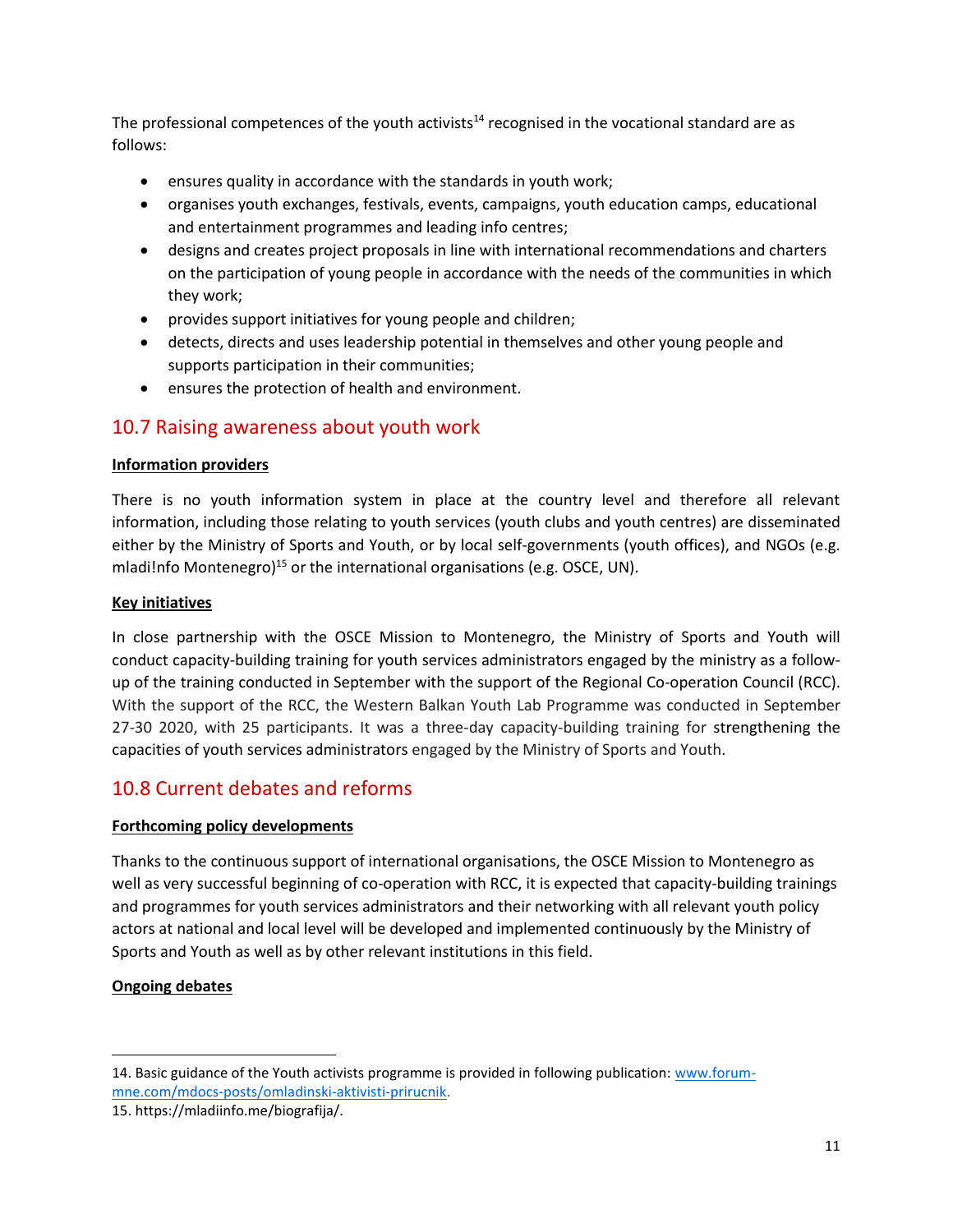The professional competences of the youth activists[14] recognised in the vocational standard are as follows:

- ensures quality in accordance with the standards in youth work;
- organises youth exchanges, festivals, events, campaigns, youth education camps, educational and entertainment programmes and leading info centres;
- designs and creates project proposals in line with international recommendations and charters on the participation of young people in accordance with the needs of the communities in which they work;
- provides support initiatives for young people and children;
- detects, directs and uses leadership potential in themselves and other young people and supports participation in their communities;
- ensures the protection of health and environment.

## 10.7 Raising awareness about youth work

**Information providers**

There is no youth information system in place at the country level and therefore all relevant information, including those relating to youth services (youth clubs and youth centres) are disseminated either by the Ministry of Sports and Youth, or by local self-governments (youth offices), and NGOs (e.g. mladi!nfo Montenegro)[15] or the international organisations (e.g. OSCE, UN).

**Key initiatives**

In close partnership with the OSCE Mission to Montenegro, the Ministry of Sports and Youth will conduct capacity-building training for youth services administrators engaged by the ministry as a follow-up of the training conducted in September with the support of the Regional Co-operation Council (RCC). With the support of the RCC, the Western Balkan Youth Lab Programme was conducted in September 27-30 2020, with 25 participants. It was a three-day capacity-building training for strengthening the capacities of youth services administrators engaged by the Ministry of Sports and Youth.

## 10.8 Current debates and reforms

**Forthcoming policy developments**

Thanks to the continuous support of international organisations, the OSCE Mission to Montenegro as well as very successful beginning of co-operation with RCC, it is expected that capacity-building trainings and programmes for youth services administrators and their networking with all relevant youth policy actors at national and local level will be developed and implemented continuously by the Ministry of Sports and Youth as well as by other relevant institutions in this field.

**Ongoing debates**

---

14. Basic guidance of the Youth activists programme is provided in following publication: www.forum-mne.com/mdocs-posts/omladinski-aktivisti-prirucnik.

15. https://mladiinfo.me/biografija/.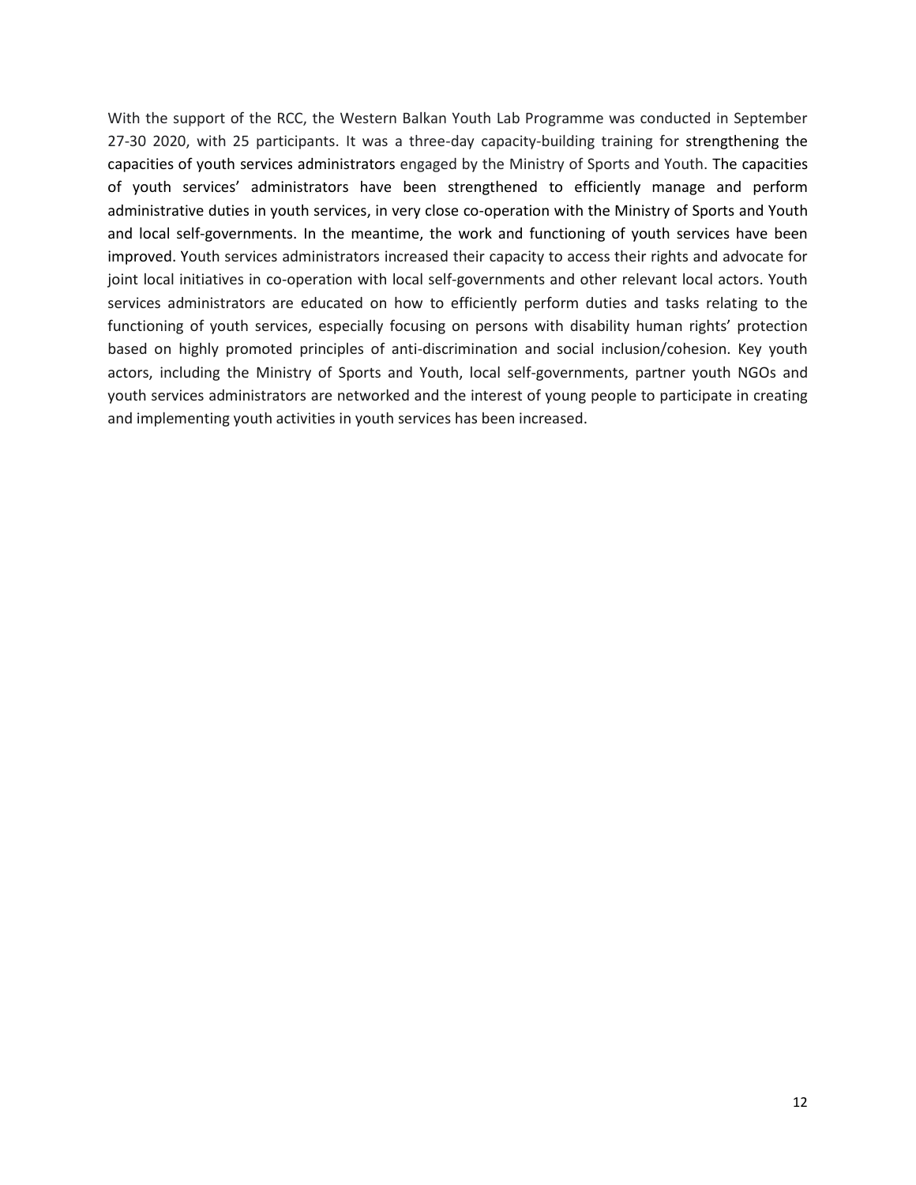With the support of the RCC, the Western Balkan Youth Lab Programme was conducted in September 27-30 2020, with 25 participants. It was a three-day capacity-building training for strengthening the capacities of youth services administrators engaged by the Ministry of Sports and Youth. The capacities of youth services' administrators have been strengthened to efficiently manage and perform administrative duties in youth services, in very close co-operation with the Ministry of Sports and Youth and local self-governments. In the meantime, the work and functioning of youth services have been improved. Youth services administrators increased their capacity to access their rights and advocate for joint local initiatives in co-operation with local self-governments and other relevant local actors. Youth services administrators are educated on how to efficiently perform duties and tasks relating to the functioning of youth services, especially focusing on persons with disability human rights' protection based on highly promoted principles of anti-discrimination and social inclusion/cohesion. Key youth actors, including the Ministry of Sports and Youth, local self-governments, partner youth NGOs and youth services administrators are networked and the interest of young people to participate in creating and implementing youth activities in youth services has been increased.